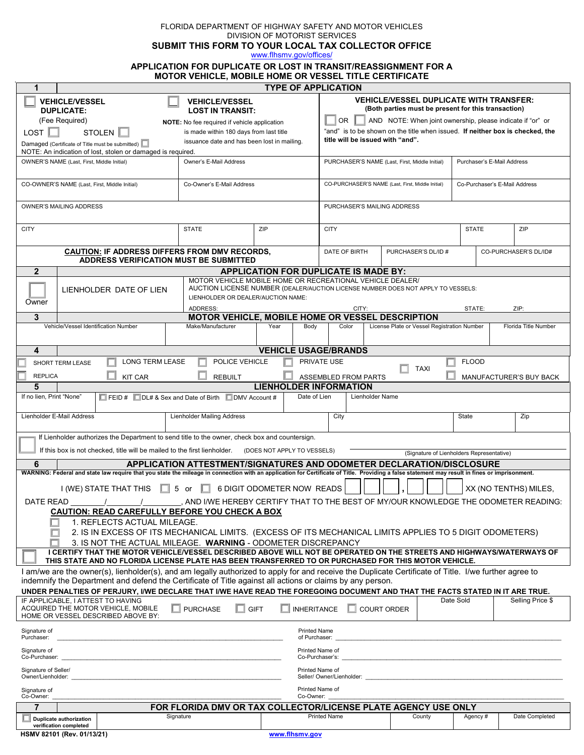FLORIDA DEPARTMENT OF HIGHWAY SAFETY AND MOTOR VEHICLES
DIVISION OF MOTORIST SERVICES

**SUBMIT THIS FORM TO YOUR LOCAL TAX COLLECTOR OFFICE**

www.flhsmv.gov/offices/

# APPLICATION FOR DUPLICATE OR LOST IN TRANSIT/REASSIGNMENT FOR A MOTOR VEHICLE, MOBILE HOME OR VESSEL TITLE CERTIFICATE

## 1 TYPE OF APPLICATION

☐ **VEHICLE/VESSEL DUPLICATE:** (Fee Required)
LOST ☐ STOLEN ☐
Damaged (Certificate of Title must be submitted) ☐
NOTE: An indication of lost, stolen or damaged is required.

☐ **VEHICLE/VESSEL LOST IN TRANSIT:**
**NOTE:** No fee required if vehicle application is made within 180 days from last title issuance date and has been lost in mailing.

**VEHICLE/VESSEL DUPLICATE WITH TRANSFER:**
**(Both parties must be present for this transaction)**
☐ OR ☐ AND NOTE: When joint ownership, please indicate if "or" or "and" is to be shown on the title when issued. **If neither box is checked, the title will be issued with "and".**

| OWNER'S NAME (Last, First, Middle Initial) | Owner's E-Mail Address | PURCHASER'S NAME (Last, First, Middle Initial) | Purchaser's E-Mail Address |
|---|---|---|---|
| | | | |
| CO-OWNER'S NAME (Last, First, Middle Initial) | Co-Owner's E-Mail Address | CO-PURCHASER'S NAME (Last, First, Middle Initial) | Co-Purchaser's E-Mail Address |
| | | | |

| OWNER'S MAILING ADDRESS | | | PURCHASER'S MAILING ADDRESS | | |
|---|---|---|---|---|---|
| CITY | STATE | ZIP | CITY | STATE | ZIP |
| **CAUTION: IF ADDRESS DIFFERS FROM DMV RECORDS, ADDRESS VERIFICATION MUST BE SUBMITTED** | | | DATE OF BIRTH | PURCHASER'S DL/ID # | CO-PURCHASER'S DL/ID# |

## 2 APPLICATION FOR DUPLICATE IS MADE BY:

☐ Owner

LIENHOLDER DATE OF LIEN

MOTOR VEHICLE MOBILE HOME OR RECREATIONAL VEHICLE DEALER/ AUCTION LICENSE NUMBER (DEALER/AUCTION LICENSE NUMBER DOES NOT APPLY TO VESSELS:
LIENHOLDER OR DEALER/AUCTION NAME:
ADDRESS: CITY: STATE: ZIP:

## 3 MOTOR VEHICLE, MOBILE HOME OR VESSEL DESCRIPTION

| Vehicle/Vessel Identification Number | Make/Manufacturer | Year | Body | Color | License Plate or Vessel Registration Number | Florida Title Number |
|---|---|---|---|---|---|---|
| | | | | | | |

## 4 VEHICLE USAGE/BRANDS

☐ SHORT TERM LEASE ☐ LONG TERM LEASE ☐ POLICE VEHICLE ☐ PRIVATE USE ☐ TAXI ☐ FLOOD
☐ REPLICA ☐ KIT CAR ☐ REBUILT ☐ ASSEMBLED FROM PARTS ☐ MANUFACTURER'S BUY BACK

## 5 LIENHOLDER INFORMATION

| If no lien, Print "None" | ☐ FEID # ☐ DL# & Sex and Date of Birth ☐ DMV Account # | Date of Lien | Lienholder Name | | |
|---|---|---|---|---|---|
| Lienholder E-Mail Address | Lienholder Mailing Address | | City | State | Zip |

☐ If Lienholder authorizes the Department to send title to the owner, check box and countersign.
If this box is not checked, title will be mailed to the first lienholder. (DOES NOT APPLY TO VESSELS)

\_\_\_\_\_\_\_\_\_\_\_\_\_\_\_\_\_\_\_\_\_\_\_\_\_\_\_\_\_\_
(Signature of Lienholders Representative)

## 6 APPLICATION ATTESTMENT/SIGNATURES AND ODOMETER DECLARATION/DISCLOSURE

**WARNING: Federal and state law require that you state the mileage in connection with an application for Certificate of Title. Providing a false statement may result in fines or imprisonment.**

I (WE) STATE THAT THIS ☐ 5 or ☐ 6 DIGIT ODOMETER NOW READS ☐☐☐,☐☐☐ XX (NO TENTHS) MILES,

DATE READ \_\_\_\_/\_\_\_\_/\_\_\_\_, AND I/WE HEREBY CERTIFY THAT TO THE BEST OF MY/OUR KNOWLEDGE THE ODOMETER READING:

**CAUTION: READ CAREFULLY BEFORE YOU CHECK A BOX**

☐ 1. REFLECTS ACTUAL MILEAGE.
☐ 2. IS IN EXCESS OF ITS MECHANICAL LIMITS. (EXCESS OF ITS MECHANICAL LIMITS APPLIES TO 5 DIGIT ODOMETERS)
☐ 3. IS NOT THE ACTUAL MILEAGE. WARNING - ODOMETER DISCREPANCY

☐ **I CERTIFY THAT THE MOTOR VEHICLE/VESSEL DESCRIBED ABOVE WILL NOT BE OPERATED ON THE STREETS AND HIGHWAYS/WATERWAYS OF THIS STATE AND NO FLORIDA LICENSE PLATE HAS BEEN TRANSFERRED TO OR PURCHASED FOR THIS MOTOR VEHICLE.**

I am/we are the owner(s), lienholder(s), and am legally authorized to apply for and receive the Duplicate Certificate of Title. I/we further agree to indemnify the Department and defend the Certificate of Title against all actions or claims by any person.

**UNDER PENALTIES OF PERJURY, I/WE DECLARE THAT I/WE HAVE READ THE FOREGOING DOCUMENT AND THAT THE FACTS STATED IN IT ARE TRUE.**

| IF APPLICABLE, I ATTEST TO HAVING ACQUIRED THE MOTOR VEHICLE, MOBILE HOME OR VESSEL DESCRIBED ABOVE BY: | ☐ PURCHASE ☐ GIFT ☐ INHERITANCE ☐ COURT ORDER | Date Sold | Selling Price $ |
|---|---|---|---|

Signature of Purchaser: \_\_\_\_\_\_\_\_\_\_\_\_\_\_\_\_ Printed Name of Purchaser: \_\_\_\_\_\_\_\_\_\_\_\_\_\_\_\_

Signature of Co-Purchaser: \_\_\_\_\_\_\_\_\_\_\_\_\_\_\_\_ Printed Name of Co-Purchaser's: \_\_\_\_\_\_\_\_\_\_\_\_\_\_\_\_

Signature of Seller/ Owner/Lienholder: \_\_\_\_\_\_\_\_\_\_\_\_\_\_\_\_ Printed Name of Seller/ Owner/Lienholder: \_\_\_\_\_\_\_\_\_\_\_\_\_\_\_\_

Signature of Co-Owner: \_\_\_\_\_\_\_\_\_\_\_\_\_\_\_\_ Printed Name of Co-Owner: \_\_\_\_\_\_\_\_\_\_\_\_\_\_\_\_

## 7 FOR FLORIDA DMV OR TAX COLLECTOR/LICENSE PLATE AGENCY USE ONLY

| ☐ Duplicate authorization verification completed | Signature | Printed Name | County | Agency # | Date Completed |
|---|---|---|---|---|---|
| | | | | | |

HSMV 82101 (Rev. 01/13/21)
www.flhsmv.gov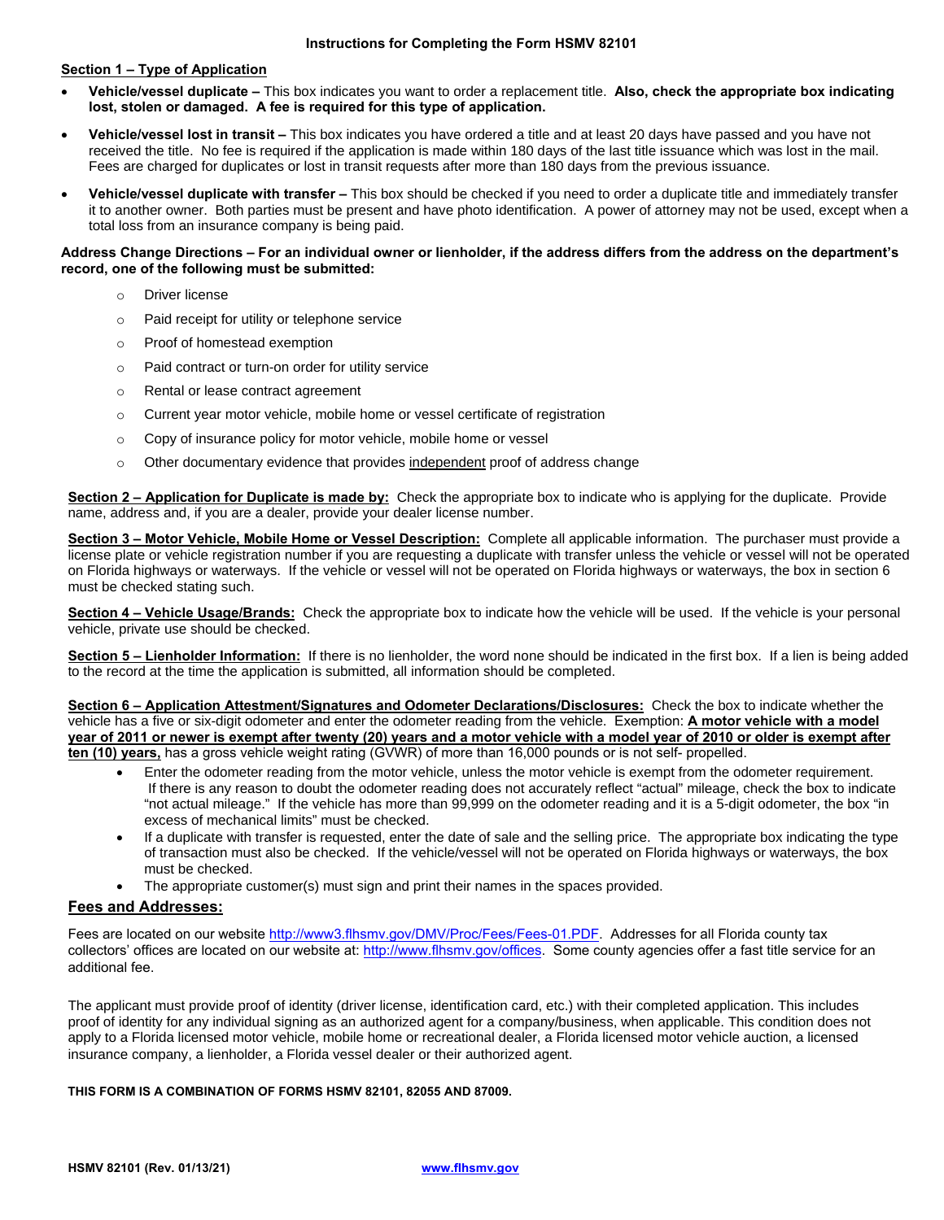### Instructions for Completing the Form HSMV 82101

**Section 1 – Type of Application**

- **Vehicle/vessel duplicate –** This box indicates you want to order a replacement title. **Also, check the appropriate box indicating lost, stolen or damaged. A fee is required for this type of application.**
- **Vehicle/vessel lost in transit –** This box indicates you have ordered a title and at least 20 days have passed and you have not received the title. No fee is required if the application is made within 180 days of the last title issuance which was lost in the mail. Fees are charged for duplicates or lost in transit requests after more than 180 days from the previous issuance.
- **Vehicle/vessel duplicate with transfer –** This box should be checked if you need to order a duplicate title and immediately transfer it to another owner. Both parties must be present and have photo identification. A power of attorney may not be used, except when a total loss from an insurance company is being paid.

**Address Change Directions – For an individual owner or lienholder, if the address differs from the address on the department's record, one of the following must be submitted:**

- Driver license
- Paid receipt for utility or telephone service
- Proof of homestead exemption
- Paid contract or turn-on order for utility service
- Rental or lease contract agreement
- Current year motor vehicle, mobile home or vessel certificate of registration
- Copy of insurance policy for motor vehicle, mobile home or vessel
- Other documentary evidence that provides independent proof of address change

**Section 2 – Application for Duplicate is made by:** Check the appropriate box to indicate who is applying for the duplicate. Provide name, address and, if you are a dealer, provide your dealer license number.

**Section 3 – Motor Vehicle, Mobile Home or Vessel Description:** Complete all applicable information. The purchaser must provide a license plate or vehicle registration number if you are requesting a duplicate with transfer unless the vehicle or vessel will not be operated on Florida highways or waterways. If the vehicle or vessel will not be operated on Florida highways or waterways, the box in section 6 must be checked stating such.

**Section 4 – Vehicle Usage/Brands:** Check the appropriate box to indicate how the vehicle will be used. If the vehicle is your personal vehicle, private use should be checked.

**Section 5 – Lienholder Information:** If there is no lienholder, the word none should be indicated in the first box. If a lien is being added to the record at the time the application is submitted, all information should be completed.

**Section 6 – Application Attestment/Signatures and Odometer Declarations/Disclosures:** Check the box to indicate whether the vehicle has a five or six-digit odometer and enter the odometer reading from the vehicle. Exemption: **A motor vehicle with a model year of 2011 or newer is exempt after twenty (20) years and a motor vehicle with a model year of 2010 or older is exempt after ten (10) years,** has a gross vehicle weight rating (GVWR) of more than 16,000 pounds or is not self- propelled.

- Enter the odometer reading from the motor vehicle, unless the motor vehicle is exempt from the odometer requirement. If there is any reason to doubt the odometer reading does not accurately reflect "actual" mileage, check the box to indicate "not actual mileage." If the vehicle has more than 99,999 on the odometer reading and it is a 5-digit odometer, the box "in excess of mechanical limits" must be checked.
- If a duplicate with transfer is requested, enter the date of sale and the selling price. The appropriate box indicating the type of transaction must also be checked. If the vehicle/vessel will not be operated on Florida highways or waterways, the box must be checked.
- The appropriate customer(s) must sign and print their names in the spaces provided.

## Fees and Addresses:

Fees are located on our website http://www3.flhsmv.gov/DMV/Proc/Fees/Fees-01.PDF. Addresses for all Florida county tax collectors' offices are located on our website at: http://www.flhsmv.gov/offices. Some county agencies offer a fast title service for an additional fee.

The applicant must provide proof of identity (driver license, identification card, etc.) with their completed application. This includes proof of identity for any individual signing as an authorized agent for a company/business, when applicable. This condition does not apply to a Florida licensed motor vehicle, mobile home or recreational dealer, a Florida licensed motor vehicle auction, a licensed insurance company, a lienholder, a Florida vessel dealer or their authorized agent.

**THIS FORM IS A COMBINATION OF FORMS HSMV 82101, 82055 AND 87009.**

**HSMV 82101 (Rev. 01/13/21)** **www.flhsmv.gov**